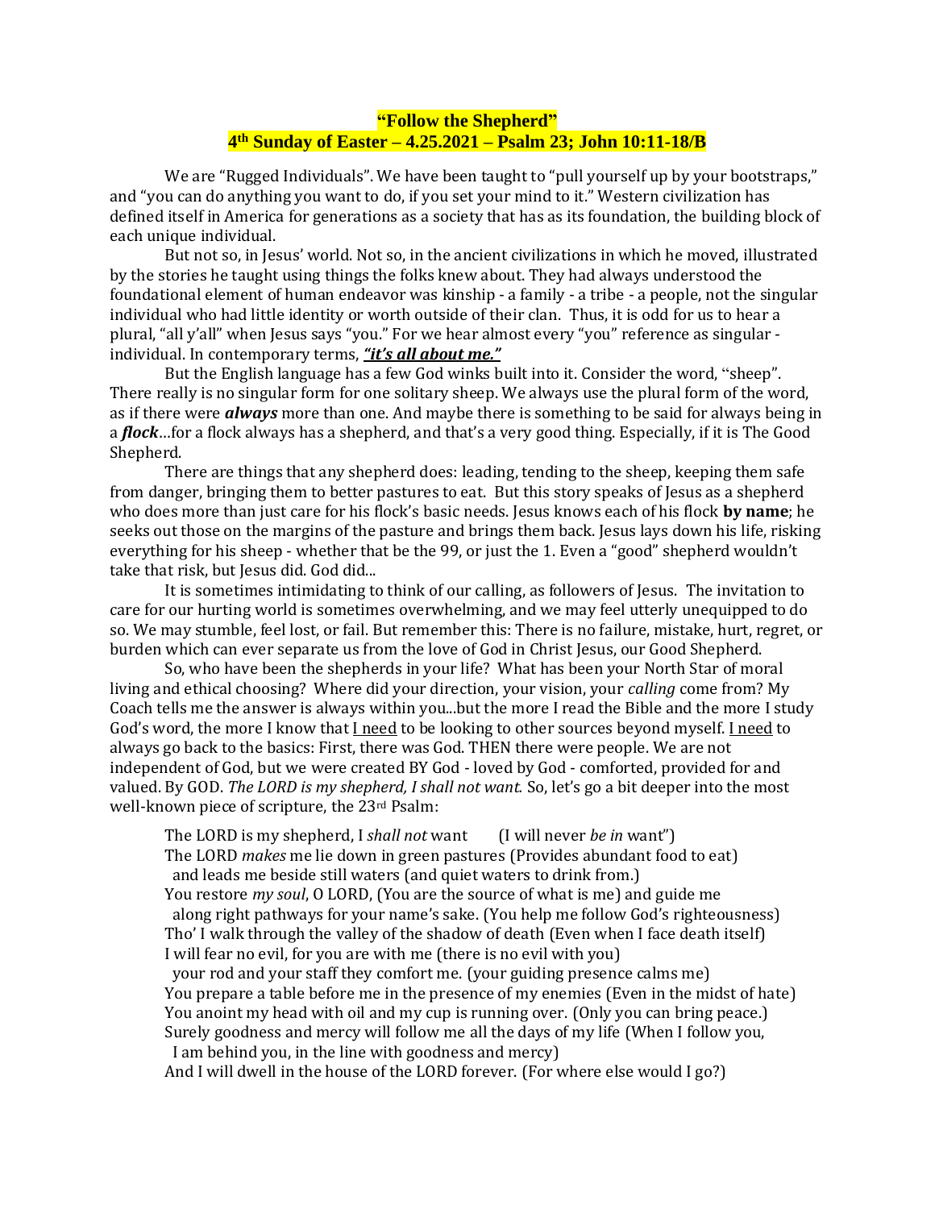# "Follow the Shepherd"

## 4th Sunday of Easter – 4.25.2021 – Psalm 23; John 10:11-18/B

We are "Rugged Individuals". We have been taught to "pull yourself up by your bootstraps," and "you can do anything you want to do, if you set your mind to it." Western civilization has defined itself in America for generations as a society that has as its foundation, the building block of each unique individual.

But not so, in Jesus' world. Not so, in the ancient civilizations in which he moved, illustrated by the stories he taught using things the folks knew about. They had always understood the foundational element of human endeavor was kinship - a family - a tribe - a people, not the singular individual who had little identity or worth outside of their clan. Thus, it is odd for us to hear a plural, "all y'all" when Jesus says "you." For we hear almost every "you" reference as singular - individual. In contemporary terms, ***"it's all about me."***

But the English language has a few God winks built into it. Consider the word, "sheep". There really is no singular form for one solitary sheep. We always use the plural form of the word, as if there were ***always*** more than one. And maybe there is something to be said for always being in a ***flock***…for a flock always has a shepherd, and that's a very good thing. Especially, if it is The Good Shepherd.

There are things that any shepherd does: leading, tending to the sheep, keeping them safe from danger, bringing them to better pastures to eat. But this story speaks of Jesus as a shepherd who does more than just care for his flock's basic needs. Jesus knows each of his flock **by name**; he seeks out those on the margins of the pasture and brings them back. Jesus lays down his life, risking everything for his sheep - whether that be the 99, or just the 1. Even a "good" shepherd wouldn't take that risk, but Jesus did. God did...

It is sometimes intimidating to think of our calling, as followers of Jesus. The invitation to care for our hurting world is sometimes overwhelming, and we may feel utterly unequipped to do so. We may stumble, feel lost, or fail. But remember this: There is no failure, mistake, hurt, regret, or burden which can ever separate us from the love of God in Christ Jesus, our Good Shepherd.

So, who have been the shepherds in your life? What has been your North Star of moral living and ethical choosing? Where did your direction, your vision, your *calling* come from? My Coach tells me the answer is always within you...but the more I read the Bible and the more I study God's word, the more I know that <u>I need</u> to be looking to other sources beyond myself. <u>I need</u> to always go back to the basics: First, there was God. THEN there were people. We are not independent of God, but we were created BY God - loved by God - comforted, provided for and valued. By GOD. *The LORD is my shepherd, I shall not want.* So, let's go a bit deeper into the most well-known piece of scripture, the 23rd Psalm:

> The LORD is my shepherd, I *shall not* want (I will never *be in* want")
> The LORD *makes* me lie down in green pastures (Provides abundant food to eat)
> and leads me beside still waters (and quiet waters to drink from.)
> You restore *my soul*, O LORD, (You are the source of what is me) and guide me
> along right pathways for your name's sake. (You help me follow God's righteousness)
> Tho' I walk through the valley of the shadow of death (Even when I face death itself)
> I will fear no evil, for you are with me (there is no evil with you)
> your rod and your staff they comfort me. (your guiding presence calms me)
> You prepare a table before me in the presence of my enemies (Even in the midst of hate)
> You anoint my head with oil and my cup is running over. (Only you can bring peace.)
> Surely goodness and mercy will follow me all the days of my life (When I follow you,
> I am behind you, in the line with goodness and mercy)
> And I will dwell in the house of the LORD forever. (For where else would I go?)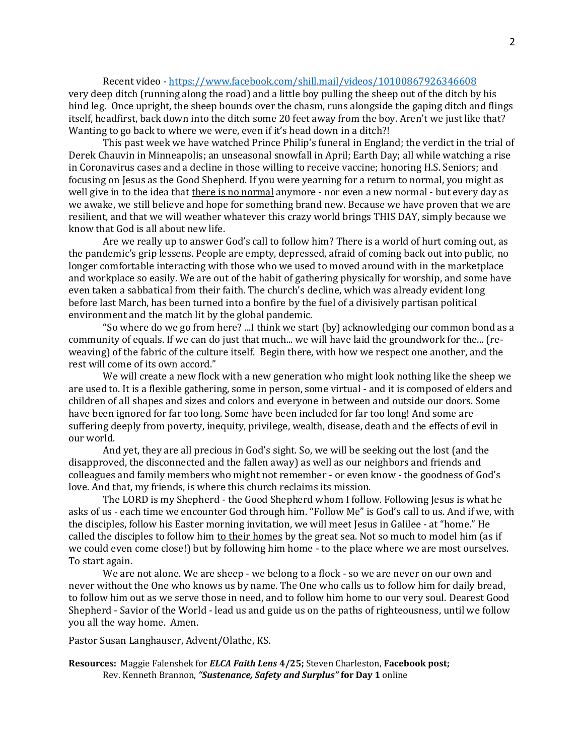Recent video - https://www.facebook.com/shill.mail/videos/10100867926346608 very deep ditch (running along the road) and a little boy pulling the sheep out of the ditch by his hind leg. Once upright, the sheep bounds over the chasm, runs alongside the gaping ditch and flings itself, headfirst, back down into the ditch some 20 feet away from the boy. Aren't we just like that? Wanting to go back to where we were, even if it's head down in a ditch?!

This past week we have watched Prince Philip's funeral in England; the verdict in the trial of Derek Chauvin in Minneapolis; an unseasonal snowfall in April; Earth Day; all while watching a rise in Coronavirus cases and a decline in those willing to receive vaccine; honoring H.S. Seniors; and focusing on Jesus as the Good Shepherd. If you were yearning for a return to normal, you might as well give in to the idea that <u>there is no normal</u> anymore - nor even a new normal - but every day as we awake, we still believe and hope for something brand new. Because we have proven that we are resilient, and that we will weather whatever this crazy world brings THIS DAY, simply because we know that God is all about new life.

Are we really up to answer God's call to follow him? There is a world of hurt coming out, as the pandemic's grip lessens. People are empty, depressed, afraid of coming back out into public, no longer comfortable interacting with those who we used to moved around with in the marketplace and workplace so easily. We are out of the habit of gathering physically for worship, and some have even taken a sabbatical from their faith. The church's decline, which was already evident long before last March, has been turned into a bonfire by the fuel of a divisively partisan political environment and the match lit by the global pandemic.

"So where do we go from here? ...I think we start (by) acknowledging our common bond as a community of equals. If we can do just that much... we will have laid the groundwork for the... (re-weaving) of the fabric of the culture itself. Begin there, with how we respect one another, and the rest will come of its own accord."

We will create a new flock with a new generation who might look nothing like the sheep we are used to. It is a flexible gathering, some in person, some virtual - and it is composed of elders and children of all shapes and sizes and colors and everyone in between and outside our doors. Some have been ignored for far too long. Some have been included for far too long! And some are suffering deeply from poverty, inequity, privilege, wealth, disease, death and the effects of evil in our world.

And yet, they are all precious in God's sight. So, we will be seeking out the lost (and the disapproved, the disconnected and the fallen away) as well as our neighbors and friends and colleagues and family members who might not remember - or even know - the goodness of God's love. And that, my friends, is where this church reclaims its mission.

The LORD is my Shepherd - the Good Shepherd whom I follow. Following Jesus is what he asks of us - each time we encounter God through him. "Follow Me" is God's call to us. And if we, with the disciples, follow his Easter morning invitation, we will meet Jesus in Galilee - at "home." He called the disciples to follow him <u>to their homes</u> by the great sea. Not so much to model him (as if we could even come close!) but by following him home - to the place where we are most ourselves. To start again.

We are not alone. We are sheep - we belong to a flock - so we are never on our own and never without the One who knows us by name. The One who calls us to follow him for daily bread, to follow him out as we serve those in need, and to follow him home to our very soul. Dearest Good Shepherd - Savior of the World - lead us and guide us on the paths of righteousness, until we follow you all the way home. Amen.

Pastor Susan Langhauser, Advent/Olathe, KS.

**Resources:** Maggie Falenshek for ***ELCA Faith Lens* 4/25;** Steven Charleston, **Facebook post;**
Rev. Kenneth Brannon, ***"Sustenance, Safety and Surplus"* for Day 1** online